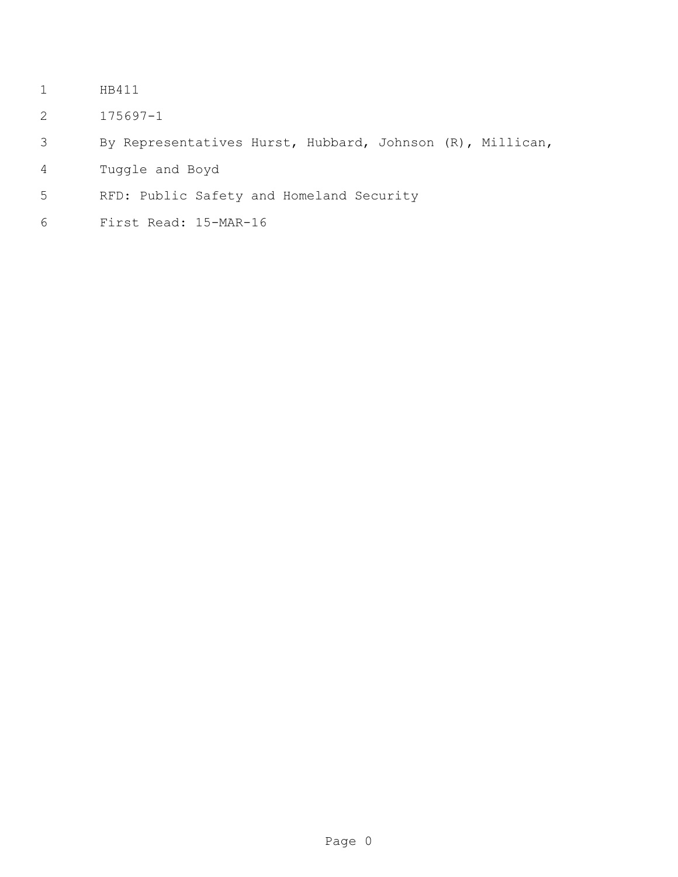HB411

175697-1

By Representatives Hurst, Hubbard, Johnson (R), Millican, Tuggle and Boyd

RFD: Public Safety and Homeland Security

First Read: 15-MAR-16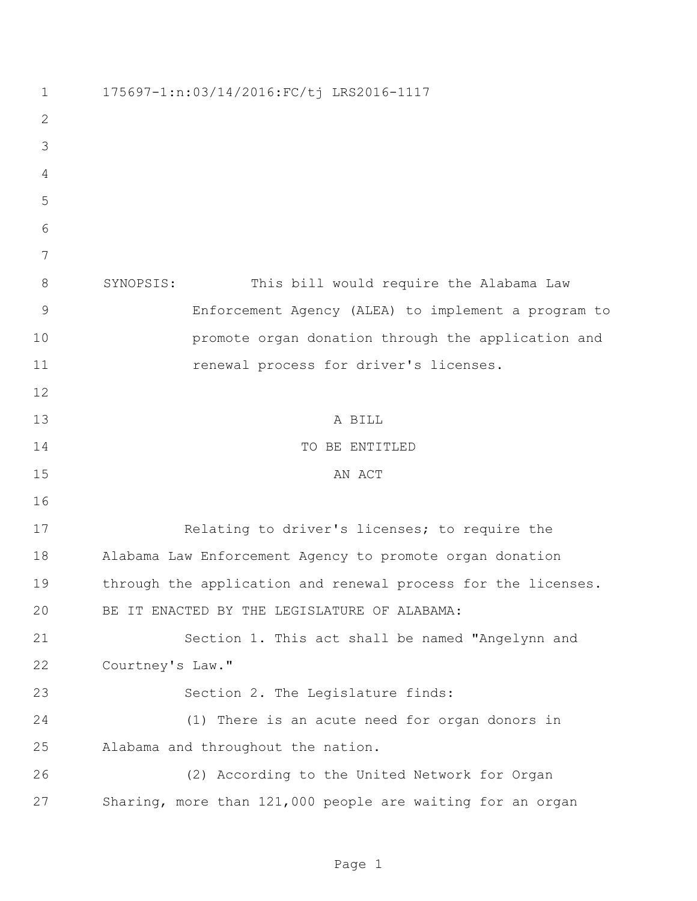175697-1:n:03/14/2016:FC/tj LRS2016-1117

SYNOPSIS: This bill would require the Alabama Law Enforcement Agency (ALEA) to implement a program to promote organ donation through the application and renewal process for driver's licenses.

A BILL
TO BE ENTITLED
AN ACT

Relating to driver's licenses; to require the Alabama Law Enforcement Agency to promote organ donation through the application and renewal process for the licenses.

BE IT ENACTED BY THE LEGISLATURE OF ALABAMA:

Section 1. This act shall be named "Angelynn and Courtney's Law."

Section 2. The Legislature finds:

(1) There is an acute need for organ donors in Alabama and throughout the nation.

(2) According to the United Network for Organ Sharing, more than 121,000 people are waiting for an organ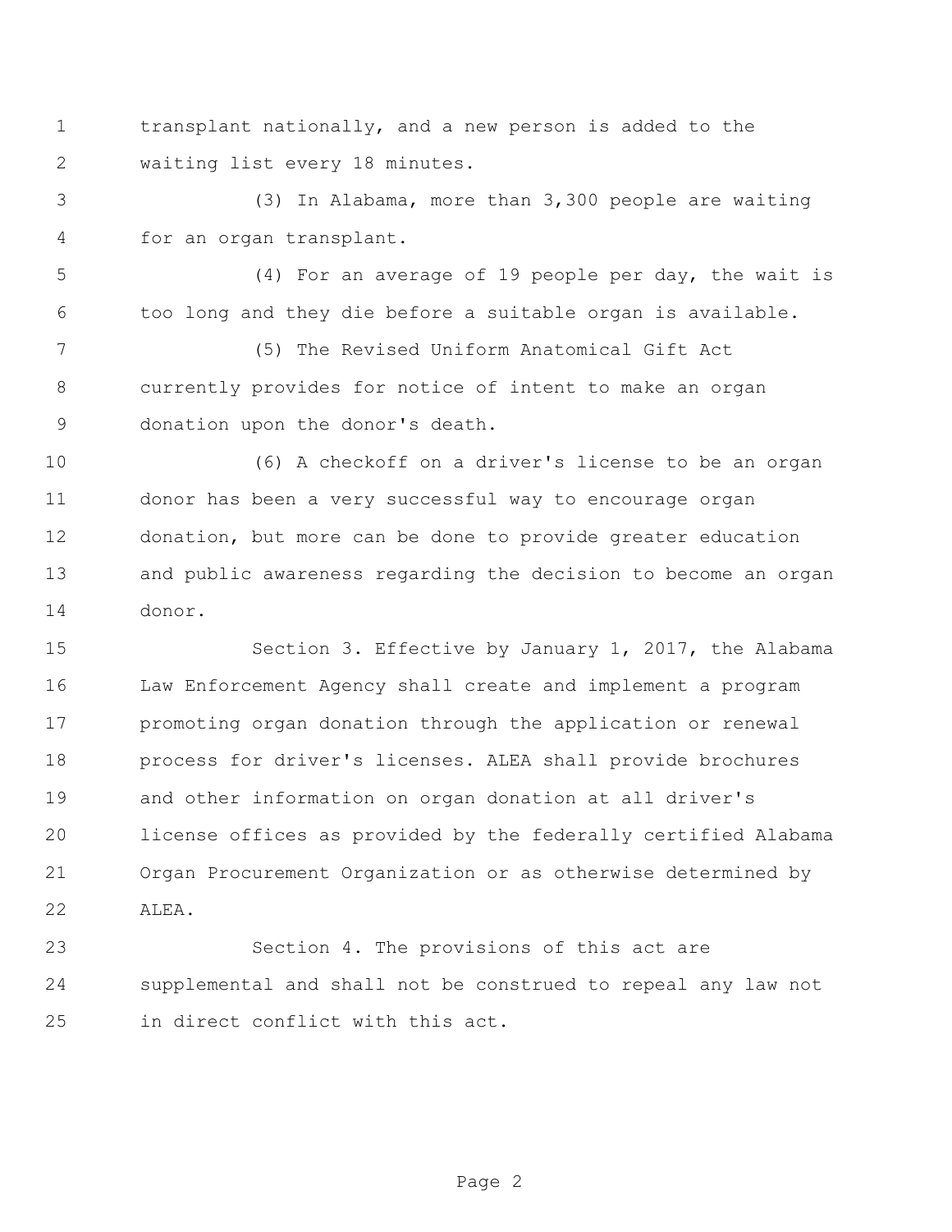transplant nationally, and a new person is added to the waiting list every 18 minutes.

(3) In Alabama, more than 3,300 people are waiting for an organ transplant.

(4) For an average of 19 people per day, the wait is too long and they die before a suitable organ is available.

(5) The Revised Uniform Anatomical Gift Act currently provides for notice of intent to make an organ donation upon the donor's death.

(6) A checkoff on a driver's license to be an organ donor has been a very successful way to encourage organ donation, but more can be done to provide greater education and public awareness regarding the decision to become an organ donor.

Section 3. Effective by January 1, 2017, the Alabama Law Enforcement Agency shall create and implement a program promoting organ donation through the application or renewal process for driver's licenses. ALEA shall provide brochures and other information on organ donation at all driver's license offices as provided by the federally certified Alabama Organ Procurement Organization or as otherwise determined by ALEA.

Section 4. The provisions of this act are supplemental and shall not be construed to repeal any law not in direct conflict with this act.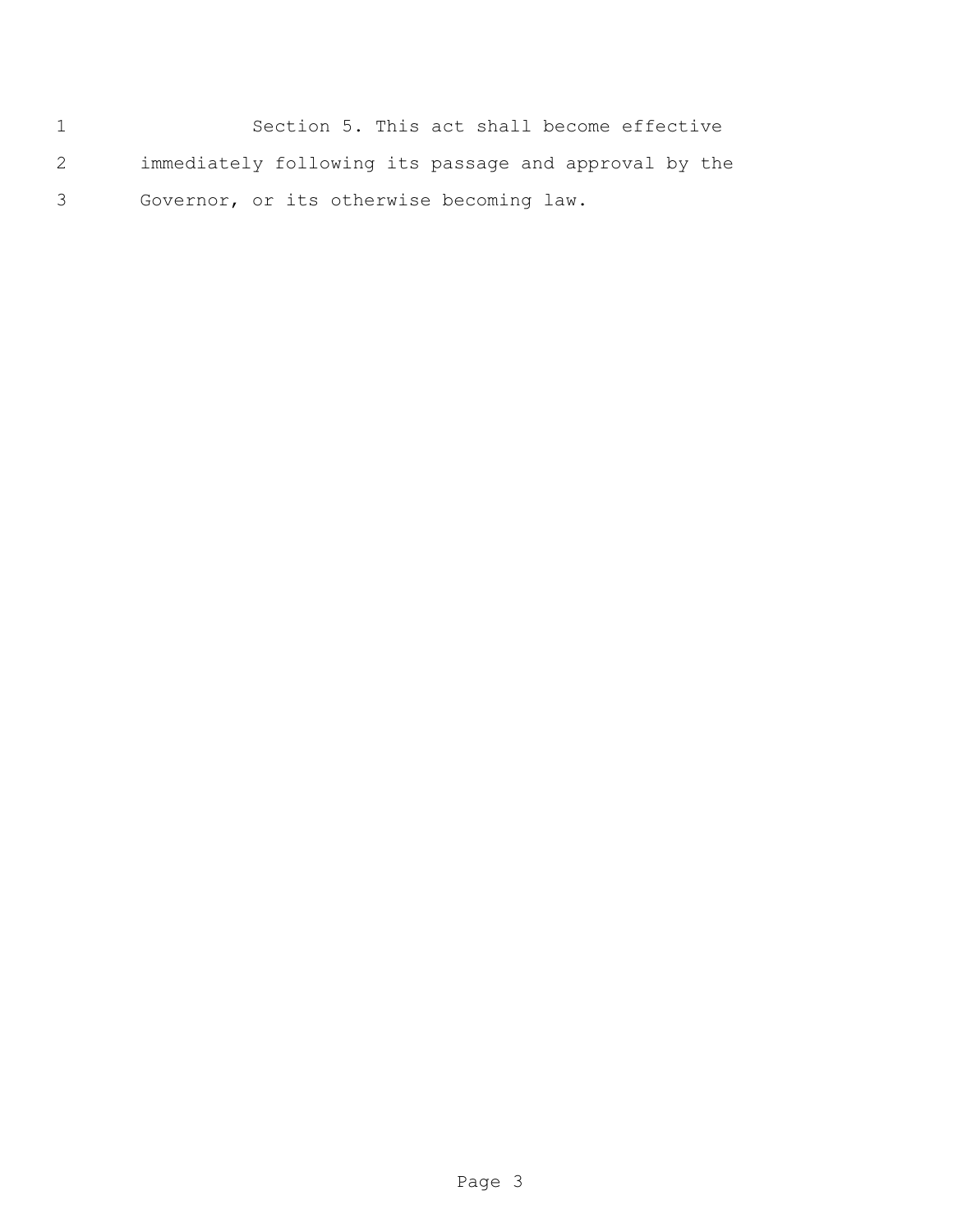Section 5. This act shall become effective immediately following its passage and approval by the Governor, or its otherwise becoming law.